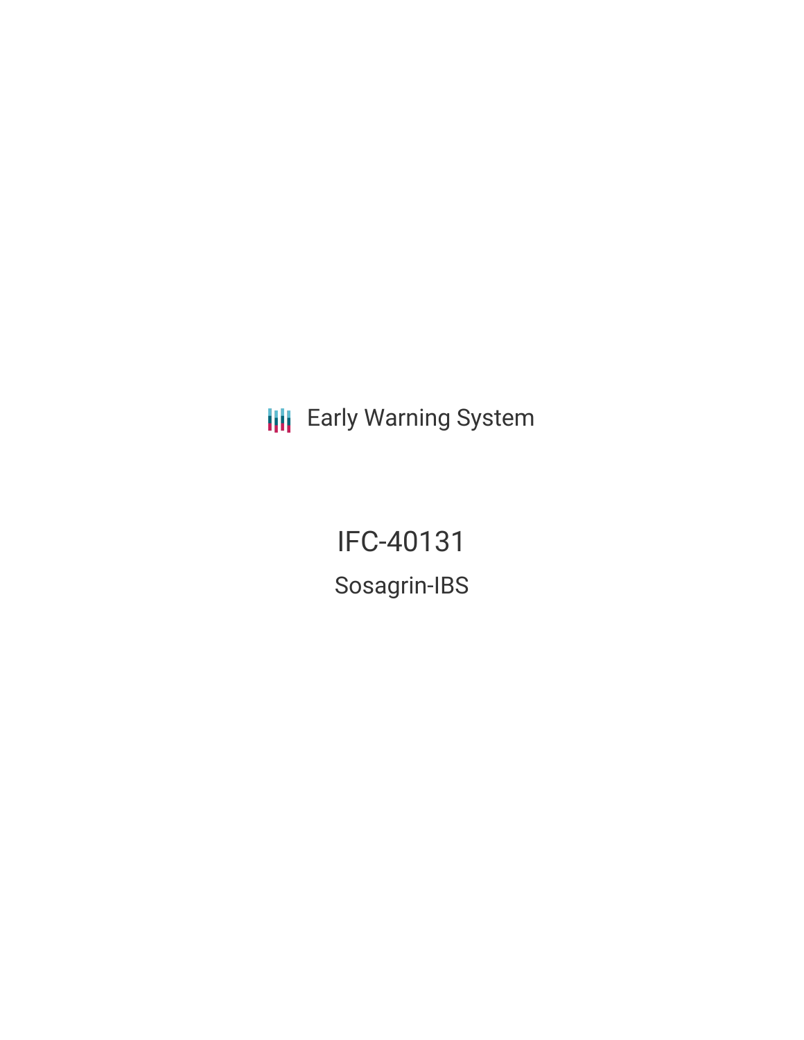Early Warning System

# IFC-40131

## Sosagrin-IBS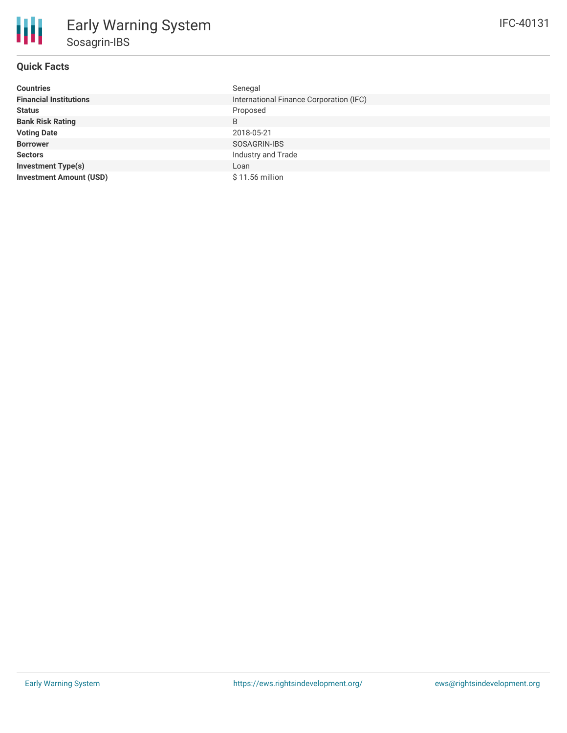# Early Warning System

## Sosagrin-IBS

IFC-40131

### Quick Facts

| | |
|---|---|
| **Countries** | Senegal |
| **Financial Institutions** | International Finance Corporation (IFC) |
| **Status** | Proposed |
| **Bank Risk Rating** | B |
| **Voting Date** | 2018-05-21 |
| **Borrower** | SOSAGRIN-IBS |
| **Sectors** | Industry and Trade |
| **Investment Type(s)** | Loan |
| **Investment Amount (USD)** | $ 11.56 million |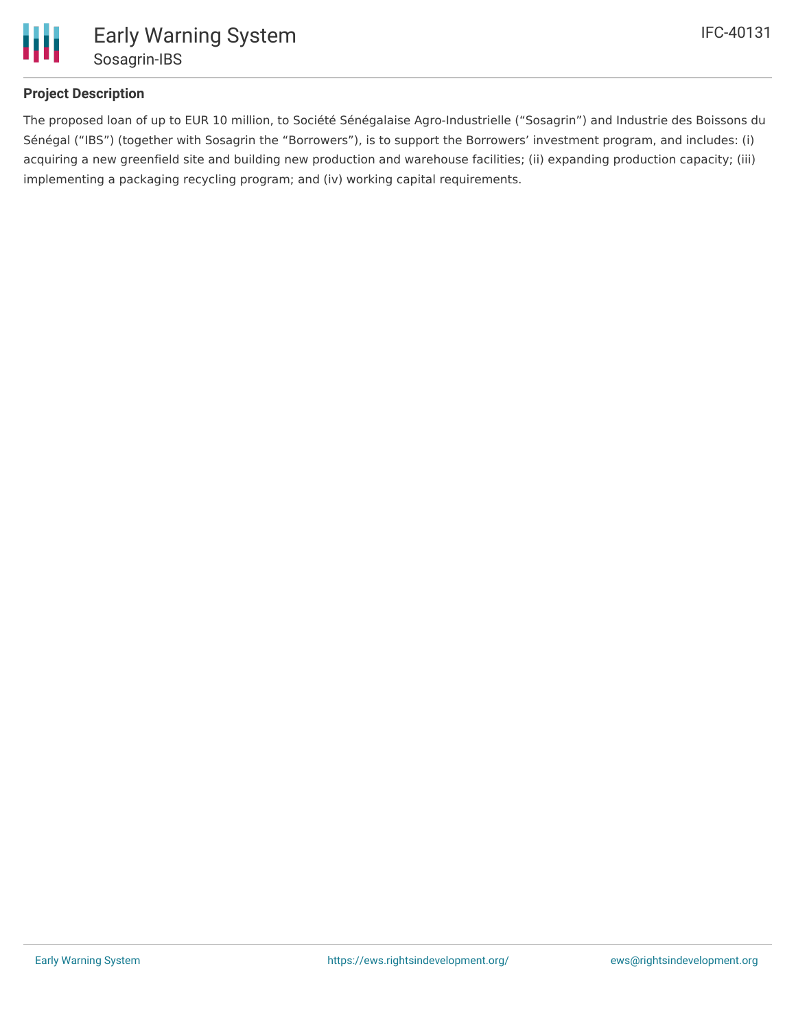## Project Description

The proposed loan of up to EUR 10 million, to Société Sénégalaise Agro-Industrielle ("Sosagrin") and Industrie des Boissons du Sénégal ("IBS") (together with Sosagrin the "Borrowers"), is to support the Borrowers' investment program, and includes: (i) acquiring a new greenfield site and building new production and warehouse facilities; (ii) expanding production capacity; (iii) implementing a packaging recycling program; and (iv) working capital requirements.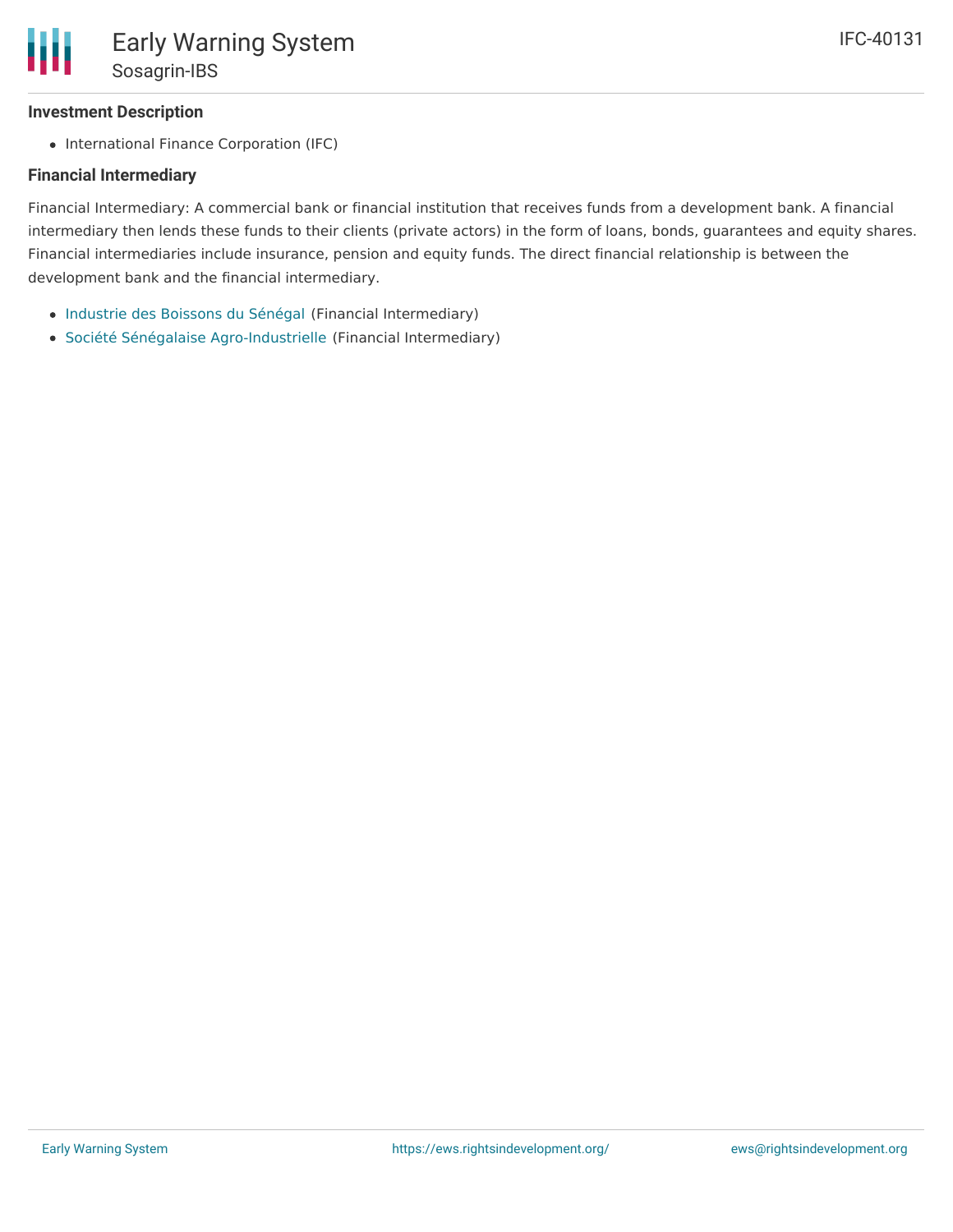### Investment Description

- International Finance Corporation (IFC)

### Financial Intermediary

Financial Intermediary: A commercial bank or financial institution that receives funds from a development bank. A financial intermediary then lends these funds to their clients (private actors) in the form of loans, bonds, guarantees and equity shares. Financial intermediaries include insurance, pension and equity funds. The direct financial relationship is between the development bank and the financial intermediary.

- Industrie des Boissons du Sénégal (Financial Intermediary)
- Société Sénégalaise Agro-Industrielle (Financial Intermediary)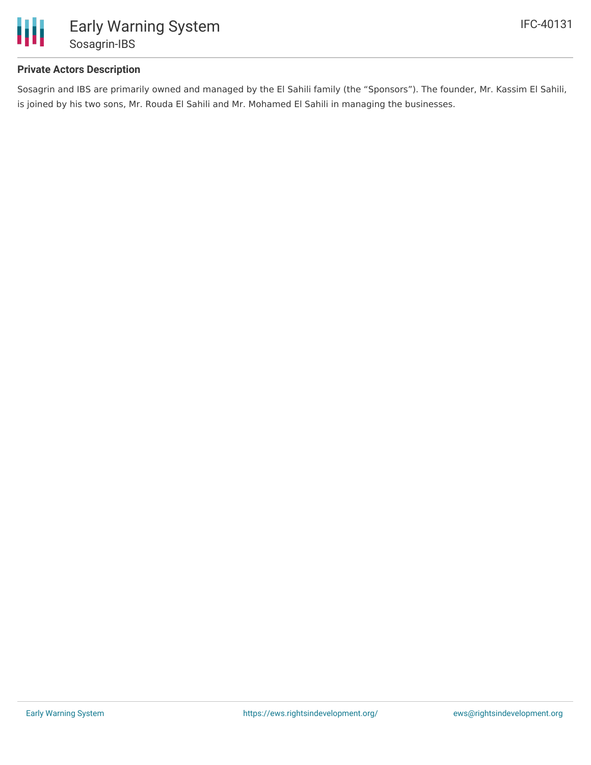**Private Actors Description**

Sosagrin and IBS are primarily owned and managed by the El Sahili family (the "Sponsors"). The founder, Mr. Kassim El Sahili, is joined by his two sons, Mr. Rouda El Sahili and Mr. Mohamed El Sahili in managing the businesses.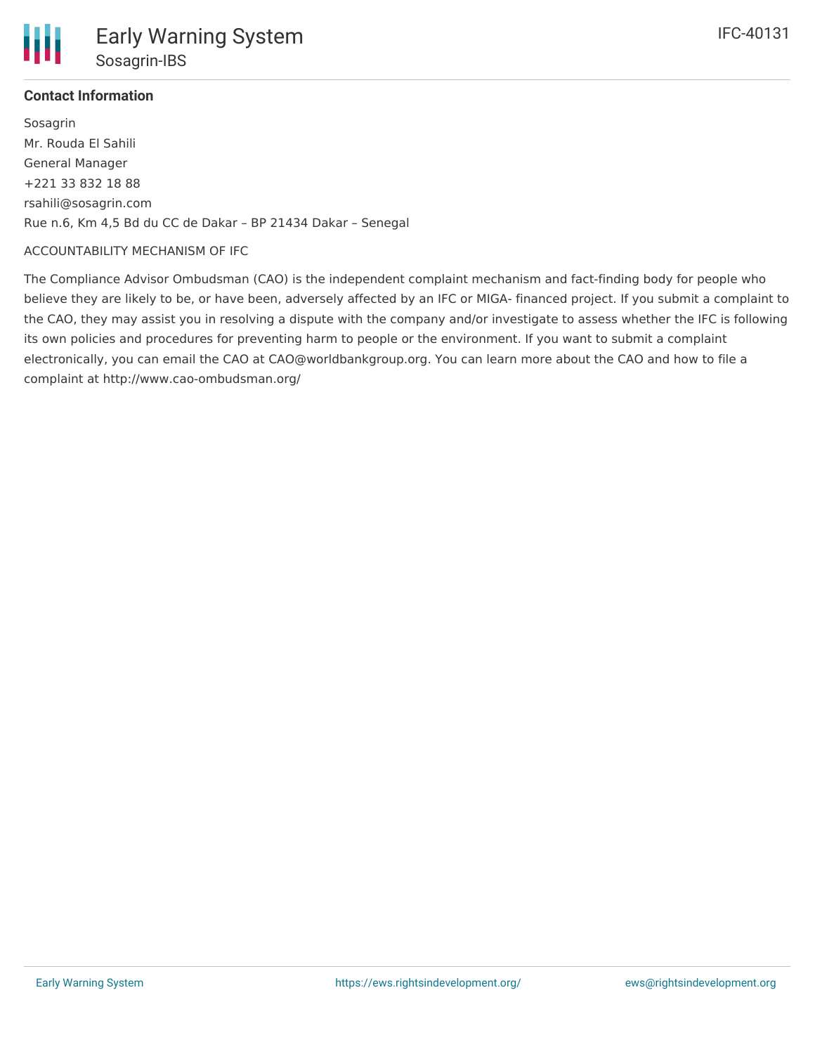### Contact Information

Sosagrin
Mr. Rouda El Sahili
General Manager
+221 33 832 18 88
rsahili@sosagrin.com
Rue n.6, Km 4,5 Bd du CC de Dakar – BP 21434 Dakar – Senegal

ACCOUNTABILITY MECHANISM OF IFC

The Compliance Advisor Ombudsman (CAO) is the independent complaint mechanism and fact-finding body for people who believe they are likely to be, or have been, adversely affected by an IFC or MIGA- financed project. If you submit a complaint to the CAO, they may assist you in resolving a dispute with the company and/or investigate to assess whether the IFC is following its own policies and procedures for preventing harm to people or the environment. If you want to submit a complaint electronically, you can email the CAO at CAO@worldbankgroup.org. You can learn more about the CAO and how to file a complaint at http://www.cao-ombudsman.org/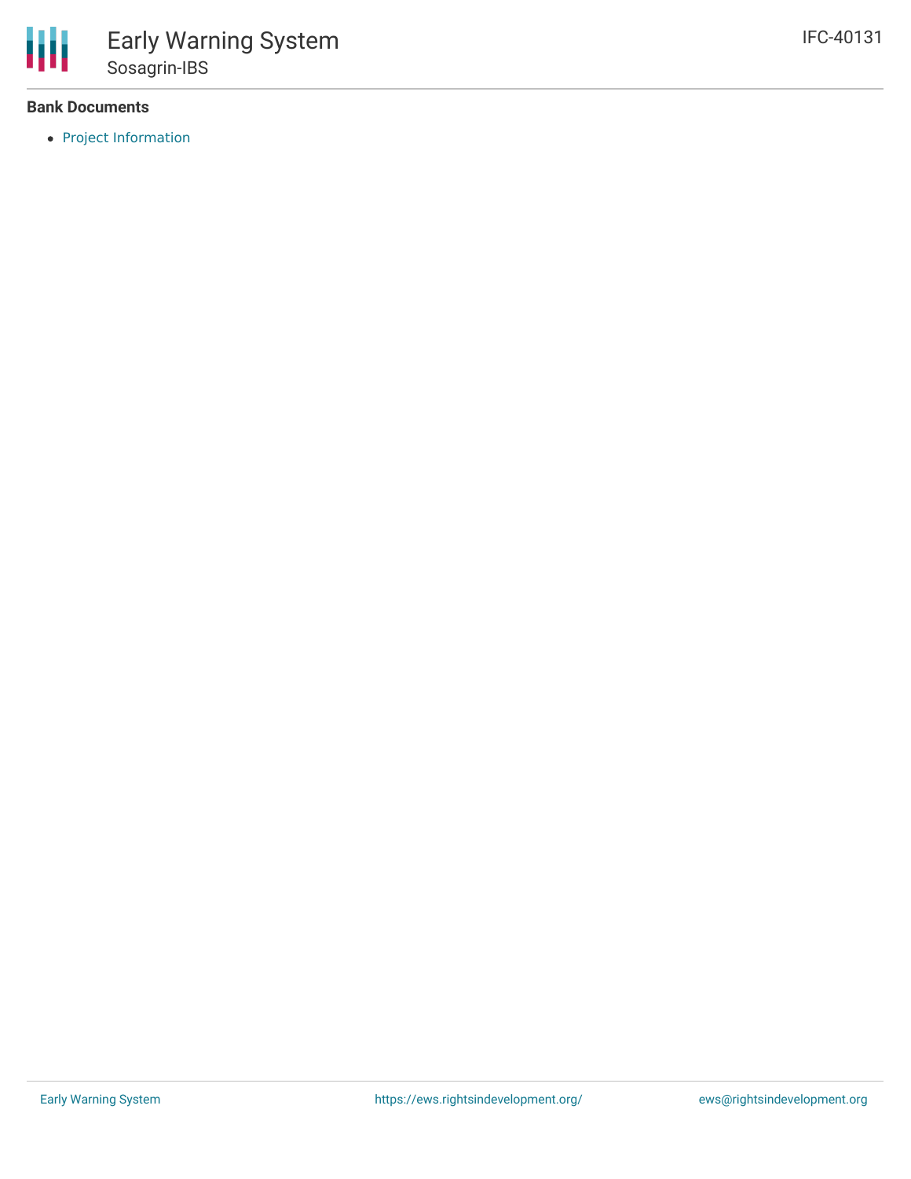**Bank Documents**

- Project Information